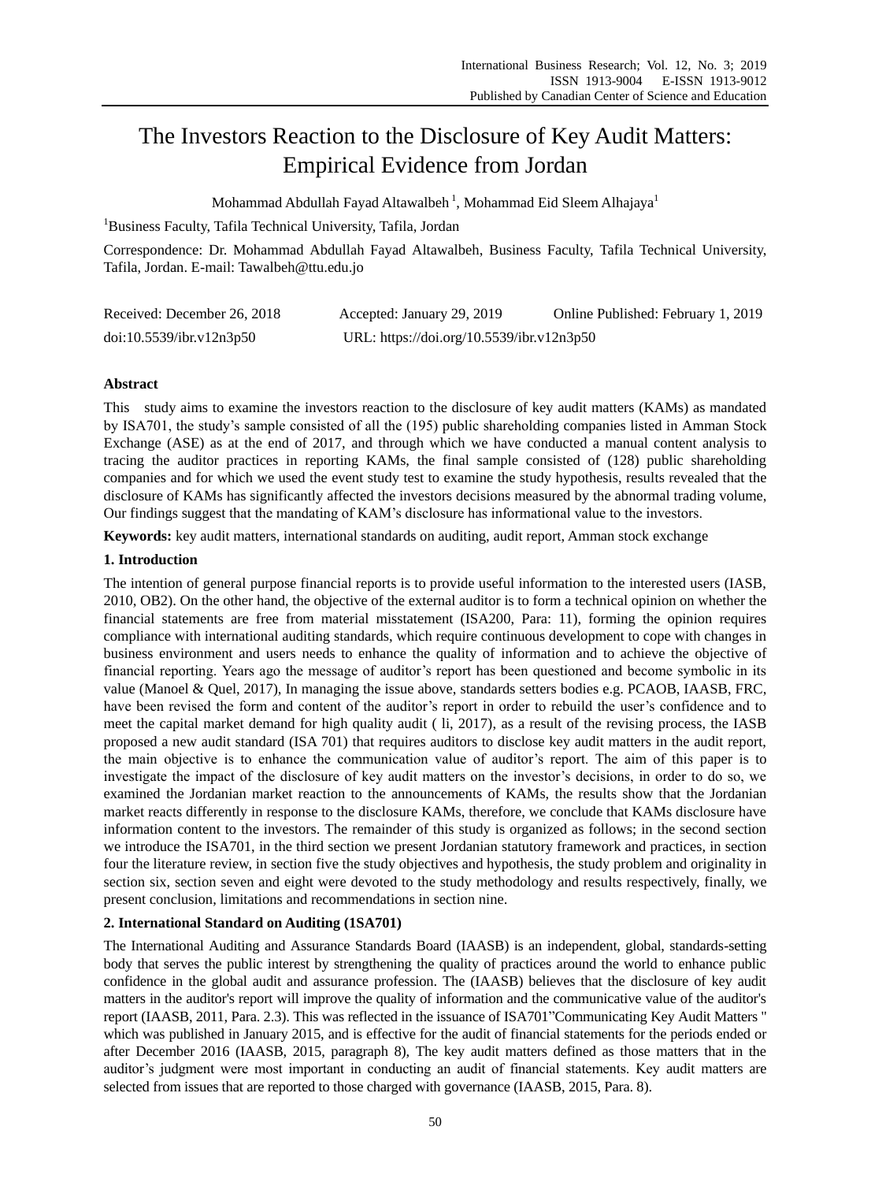# The Investors Reaction to the Disclosure of Key Audit Matters: Empirical Evidence from Jordan

Mohammad Abdullah Fayad Altawalbeh[1], Mohammad Eid Sleem Alhajaya[1]

[1]Business Faculty, Tafila Technical University, Tafila, Jordan

Correspondence: Dr. Mohammad Abdullah Fayad Altawalbeh, Business Faculty, Tafila Technical University, Tafila, Jordan. E-mail: Tawalbeh@ttu.edu.jo

Received: December 26, 2018 Accepted: January 29, 2019 Online Published: February 1, 2019

doi:10.5539/ibr.v12n3p50 URL: https://doi.org/10.5539/ibr.v12n3p50

**Abstract**

This study aims to examine the investors reaction to the disclosure of key audit matters (KAMs) as mandated by ISA701, the study's sample consisted of all the (195) public shareholding companies listed in Amman Stock Exchange (ASE) as at the end of 2017, and through which we have conducted a manual content analysis to tracing the auditor practices in reporting KAMs, the final sample consisted of (128) public shareholding companies and for which we used the event study test to examine the study hypothesis, results revealed that the disclosure of KAMs has significantly affected the investors decisions measured by the abnormal trading volume, Our findings suggest that the mandating of KAM's disclosure has informational value to the investors.

**Keywords:** key audit matters, international standards on auditing, audit report, Amman stock exchange

## 1. Introduction

The intention of general purpose financial reports is to provide useful information to the interested users (IASB, 2010, OB2). On the other hand, the objective of the external auditor is to form a technical opinion on whether the financial statements are free from material misstatement (ISA200, Para: 11), forming the opinion requires compliance with international auditing standards, which require continuous development to cope with changes in business environment and users needs to enhance the quality of information and to achieve the objective of financial reporting. Years ago the message of auditor's report has been questioned and become symbolic in its value (Manoel & Quel, 2017), In managing the issue above, standards setters bodies e.g. PCAOB, IAASB, FRC, have been revised the form and content of the auditor's report in order to rebuild the user's confidence and to meet the capital market demand for high quality audit ( li, 2017), as a result of the revising process, the IASB proposed a new audit standard (ISA 701) that requires auditors to disclose key audit matters in the audit report, the main objective is to enhance the communication value of auditor's report. The aim of this paper is to investigate the impact of the disclosure of key audit matters on the investor's decisions, in order to do so, we examined the Jordanian market reaction to the announcements of KAMs, the results show that the Jordanian market reacts differently in response to the disclosure KAMs, therefore, we conclude that KAMs disclosure have information content to the investors. The remainder of this study is organized as follows; in the second section we introduce the ISA701, in the third section we present Jordanian statutory framework and practices, in section four the literature review, in section five the study objectives and hypothesis, the study problem and originality in section six, section seven and eight were devoted to the study methodology and results respectively, finally, we present conclusion, limitations and recommendations in section nine.

## 2. International Standard on Auditing (1SA701)

The International Auditing and Assurance Standards Board (IAASB) is an independent, global, standards-setting body that serves the public interest by strengthening the quality of practices around the world to enhance public confidence in the global audit and assurance profession. The (IAASB) believes that the disclosure of key audit matters in the auditor's report will improve the quality of information and the communicative value of the auditor's report (IAASB, 2011, Para. 2.3). This was reflected in the issuance of ISA701"Communicating Key Audit Matters " which was published in January 2015, and is effective for the audit of financial statements for the periods ended or after December 2016 (IAASB, 2015, paragraph 8), The key audit matters defined as those matters that in the auditor's judgment were most important in conducting an audit of financial statements. Key audit matters are selected from issues that are reported to those charged with governance (IAASB, 2015, Para. 8).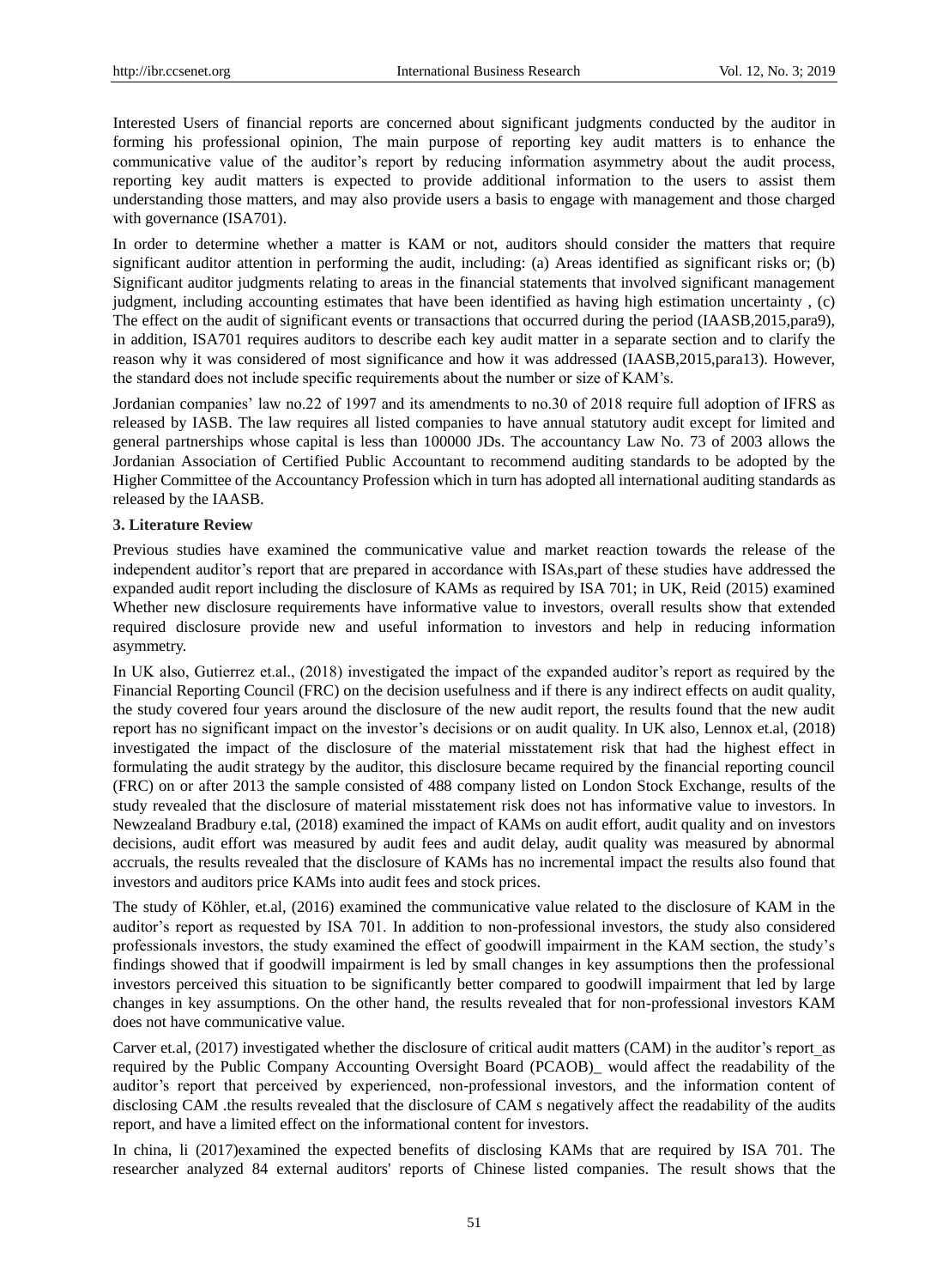Interested Users of financial reports are concerned about significant judgments conducted by the auditor in forming his professional opinion, The main purpose of reporting key audit matters is to enhance the communicative value of the auditor's report by reducing information asymmetry about the audit process, reporting key audit matters is expected to provide additional information to the users to assist them understanding those matters, and may also provide users a basis to engage with management and those charged with governance (ISA701).

In order to determine whether a matter is KAM or not, auditors should consider the matters that require significant auditor attention in performing the audit, including: (a) Areas identified as significant risks or; (b) Significant auditor judgments relating to areas in the financial statements that involved significant management judgment, including accounting estimates that have been identified as having high estimation uncertainty , (c) The effect on the audit of significant events or transactions that occurred during the period (IAASB,2015,para9), in addition, ISA701 requires auditors to describe each key audit matter in a separate section and to clarify the reason why it was considered of most significance and how it was addressed (IAASB,2015,para13). However, the standard does not include specific requirements about the number or size of KAM's.

Jordanian companies' law no.22 of 1997 and its amendments to no.30 of 2018 require full adoption of IFRS as released by IASB. The law requires all listed companies to have annual statutory audit except for limited and general partnerships whose capital is less than 100000 JDs. The accountancy Law No. 73 of 2003 allows the Jordanian Association of Certified Public Accountant to recommend auditing standards to be adopted by the Higher Committee of the Accountancy Profession which in turn has adopted all international auditing standards as released by the IAASB.

### 3. Literature Review

Previous studies have examined the communicative value and market reaction towards the release of the independent auditor's report that are prepared in accordance with ISAs,part of these studies have addressed the expanded audit report including the disclosure of KAMs as required by ISA 701; in UK, Reid (2015) examined Whether new disclosure requirements have informative value to investors, overall results show that extended required disclosure provide new and useful information to investors and help in reducing information asymmetry.

In UK also, Gutierrez et.al., (2018) investigated the impact of the expanded auditor's report as required by the Financial Reporting Council (FRC) on the decision usefulness and if there is any indirect effects on audit quality, the study covered four years around the disclosure of the new audit report, the results found that the new audit report has no significant impact on the investor's decisions or on audit quality. In UK also, Lennox et.al, (2018) investigated the impact of the disclosure of the material misstatement risk that had the highest effect in formulating the audit strategy by the auditor, this disclosure became required by the financial reporting council (FRC) on or after 2013 the sample consisted of 488 company listed on London Stock Exchange, results of the study revealed that the disclosure of material misstatement risk does not has informative value to investors. In Newzealand Bradbury e.tal, (2018) examined the impact of KAMs on audit effort, audit quality and on investors decisions, audit effort was measured by audit fees and audit delay, audit quality was measured by abnormal accruals, the results revealed that the disclosure of KAMs has no incremental impact the results also found that investors and auditors price KAMs into audit fees and stock prices.

The study of Köhler, et.al, (2016) examined the communicative value related to the disclosure of KAM in the auditor's report as requested by ISA 701. In addition to non-professional investors, the study also considered professionals investors, the study examined the effect of goodwill impairment in the KAM section, the study's findings showed that if goodwill impairment is led by small changes in key assumptions then the professional investors perceived this situation to be significantly better compared to goodwill impairment that led by large changes in key assumptions. On the other hand, the results revealed that for non-professional investors KAM does not have communicative value.

Carver et.al, (2017) investigated whether the disclosure of critical audit matters (CAM) in the auditor's report_as required by the Public Company Accounting Oversight Board (PCAOB)_ would affect the readability of the auditor's report that perceived by experienced, non-professional investors, and the information content of disclosing CAM .the results revealed that the disclosure of CAM s negatively affect the readability of the audits report, and have a limited effect on the informational content for investors.

In china, li (2017)examined the expected benefits of disclosing KAMs that are required by ISA 701. The researcher analyzed 84 external auditors' reports of Chinese listed companies. The result shows that the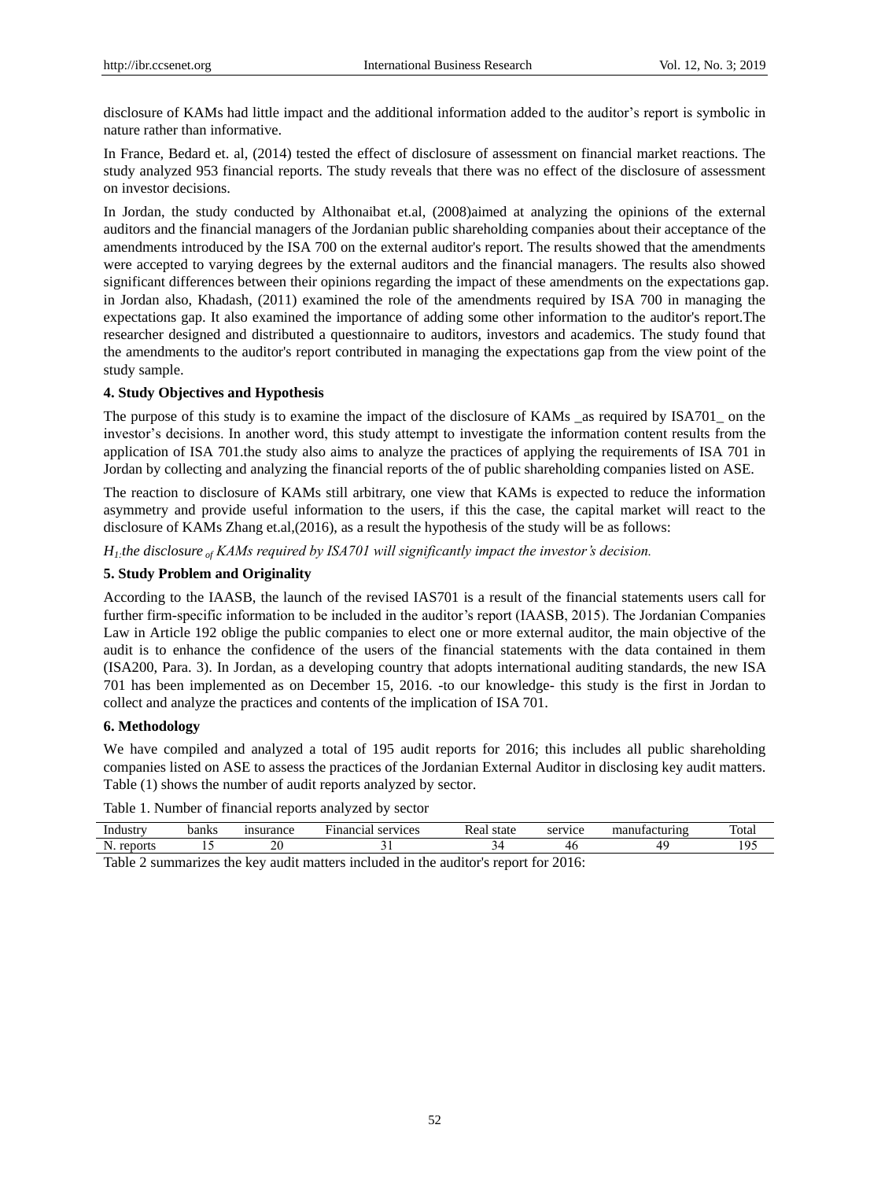disclosure of KAMs had little impact and the additional information added to the auditor's report is symbolic in nature rather than informative.

In France, Bedard et. al, (2014) tested the effect of disclosure of assessment on financial market reactions. The study analyzed 953 financial reports. The study reveals that there was no effect of the disclosure of assessment on investor decisions.

In Jordan, the study conducted by Althonaibat et.al, (2008)aimed at analyzing the opinions of the external auditors and the financial managers of the Jordanian public shareholding companies about their acceptance of the amendments introduced by the ISA 700 on the external auditor's report. The results showed that the amendments were accepted to varying degrees by the external auditors and the financial managers. The results also showed significant differences between their opinions regarding the impact of these amendments on the expectations gap. in Jordan also, Khadash, (2011) examined the role of the amendments required by ISA 700 in managing the expectations gap. It also examined the importance of adding some other information to the auditor's report.The researcher designed and distributed a questionnaire to auditors, investors and academics. The study found that the amendments to the auditor's report contributed in managing the expectations gap from the view point of the study sample.

## 4. Study Objectives and Hypothesis

The purpose of this study is to examine the impact of the disclosure of KAMs _as required by ISA701_ on the investor's decisions. In another word, this study attempt to investigate the information content results from the application of ISA 701.the study also aims to analyze the practices of applying the requirements of ISA 701 in Jordan by collecting and analyzing the financial reports of the of public shareholding companies listed on ASE.

The reaction to disclosure of KAMs still arbitrary, one view that KAMs is expected to reduce the information asymmetry and provide useful information to the users, if this the case, the capital market will react to the disclosure of KAMs Zhang et.al,(2016), as a result the hypothesis of the study will be as follows:

*$H_1$:the disclosure of KAMs required by ISA701 will significantly impact the investor's decision.*

## 5. Study Problem and Originality

According to the IAASB, the launch of the revised IAS701 is a result of the financial statements users call for further firm-specific information to be included in the auditor's report (IAASB, 2015). The Jordanian Companies Law in Article 192 oblige the public companies to elect one or more external auditor, the main objective of the audit is to enhance the confidence of the users of the financial statements with the data contained in them (ISA200, Para. 3). In Jordan, as a developing country that adopts international auditing standards, the new ISA 701 has been implemented as on December 15, 2016. -to our knowledge- this study is the first in Jordan to collect and analyze the practices and contents of the implication of ISA 701.

## 6. Methodology

We have compiled and analyzed a total of 195 audit reports for 2016; this includes all public shareholding companies listed on ASE to assess the practices of the Jordanian External Auditor in disclosing key audit matters. Table (1) shows the number of audit reports analyzed by sector.

Table 1. Number of financial reports analyzed by sector

| Industry | banks | insurance | Financial services | Real state | service | manufacturing | Total |
|---|---|---|---|---|---|---|---|
| N. reports | 15 | 20 | 31 | 34 | 46 | 49 | 195 |

Table 2 summarizes the key audit matters included in the auditor's report for 2016: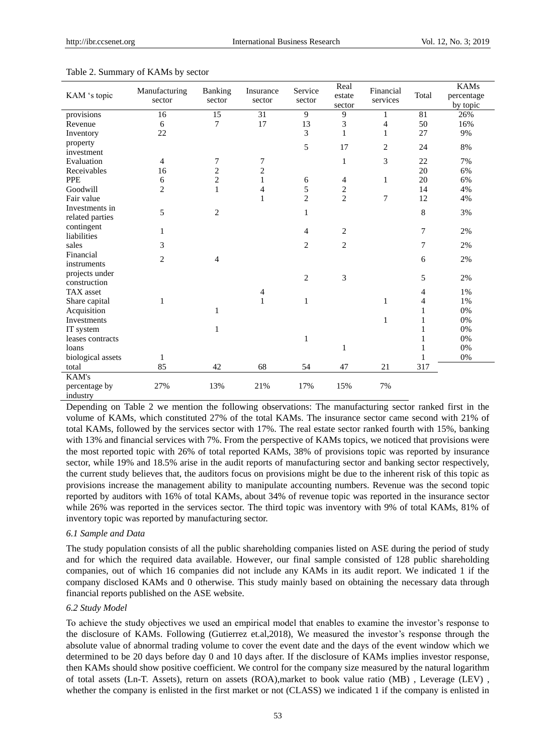Table 2. Summary of KAMs by sector

| KAM 's topic | Manufacturing sector | Banking sector | Insurance sector | Service sector | Real estate sector | Financial services | Total | KAMs percentage by topic |
|---|---|---|---|---|---|---|---|---|
| provisions | 16 | 15 | 31 | 9 | 9 | 1 | 81 | 26% |
| Revenue | 6 | 7 | 17 | 13 | 3 | 4 | 50 | 16% |
| Inventory | 22 | | | 3 | 1 | 1 | 27 | 9% |
| property investment | | | | 5 | 17 | 2 | 24 | 8% |
| Evaluation | 4 | 7 | 7 | | 1 | 3 | 22 | 7% |
| Receivables | 16 | 2 | 2 | | | | 20 | 6% |
| PPE | 6 | 2 | 1 | 6 | 4 | 1 | 20 | 6% |
| Goodwill | 2 | 1 | 4 | 5 | 2 | | 14 | 4% |
| Fair value | | | 1 | 2 | 2 | 7 | 12 | 4% |
| Investments in related parties | 5 | 2 | | 1 | | | 8 | 3% |
| contingent liabilities | 1 | | | 4 | 2 | | 7 | 2% |
| sales | 3 | | | 2 | 2 | | 7 | 2% |
| Financial instruments | 2 | 4 | | | | | 6 | 2% |
| projects under construction | | | | 2 | 3 | | 5 | 2% |
| TAX asset | | | 4 | | | | 4 | 1% |
| Share capital | 1 | | 1 | 1 | | 1 | 4 | 1% |
| Acquisition | | 1 | | | | | 1 | 0% |
| Investments | | | | | | 1 | 1 | 0% |
| IT system | | 1 | | | | | 1 | 0% |
| leases contracts | | | | 1 | | | 1 | 0% |
| loans | | | | | 1 | | 1 | 0% |
| biological assets | 1 | | | | | | 1 | 0% |
| total | 85 | 42 | 68 | 54 | 47 | 21 | 317 | |
| KAM's percentage by industry | 27% | 13% | 21% | 17% | 15% | 7% | | |

Depending on Table 2 we mention the following observations: The manufacturing sector ranked first in the volume of KAMs, which constituted 27% of the total KAMs. The insurance sector came second with 21% of total KAMs, followed by the services sector with 17%. The real estate sector ranked fourth with 15%, banking with 13% and financial services with 7%. From the perspective of KAMs topics, we noticed that provisions were the most reported topic with 26% of total reported KAMs, 38% of provisions topic was reported by insurance sector, while 19% and 18.5% arise in the audit reports of manufacturing sector and banking sector respectively, the current study believes that, the auditors focus on provisions might be due to the inherent risk of this topic as provisions increase the management ability to manipulate accounting numbers. Revenue was the second topic reported by auditors with 16% of total KAMs, about 34% of revenue topic was reported in the insurance sector while 26% was reported in the services sector. The third topic was inventory with 9% of total KAMs, 81% of inventory topic was reported by manufacturing sector.

### *6.1 Sample and Data*

The study population consists of all the public shareholding companies listed on ASE during the period of study and for which the required data available. However, our final sample consisted of 128 public shareholding companies, out of which 16 companies did not include any KAMs in its audit report. We indicated 1 if the company disclosed KAMs and 0 otherwise. This study mainly based on obtaining the necessary data through financial reports published on the ASE website.

### *6.2 Study Model*

To achieve the study objectives we used an empirical model that enables to examine the investor's response to the disclosure of KAMs. Following (Gutierrez et.al,2018), We measured the investor's response through the absolute value of abnormal trading volume to cover the event date and the days of the event window which we determined to be 20 days before day 0 and 10 days after. If the disclosure of KAMs implies investor response, then KAMs should show positive coefficient. We control for the company size measured by the natural logarithm of total assets (Ln-T. Assets), return on assets (ROA),market to book value ratio (MB) , Leverage (LEV) , whether the company is enlisted in the first market or not (CLASS) we indicated 1 if the company is enlisted in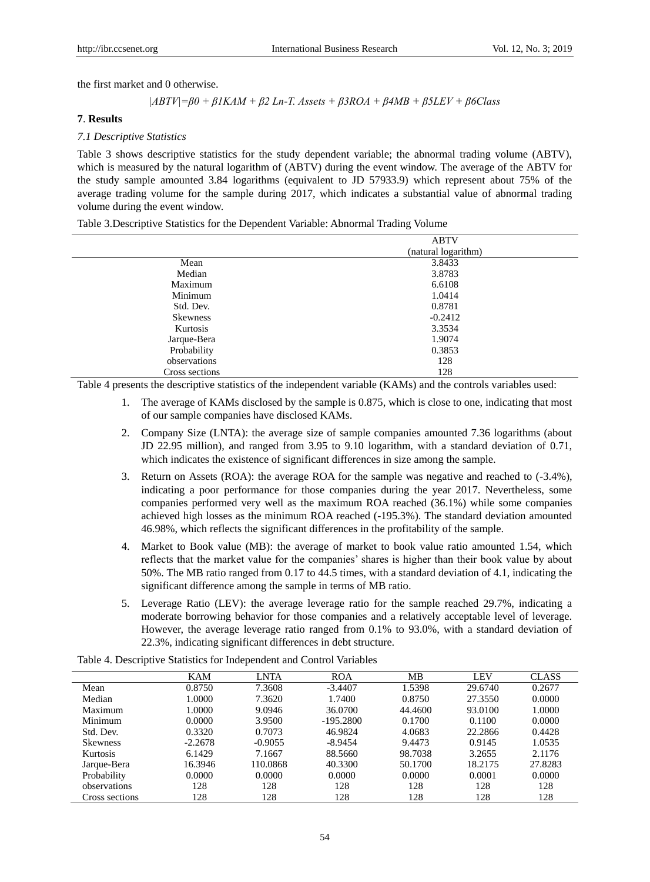the first market and 0 otherwise.

$$|ABTV|=\beta 0 + \beta 1KAM + \beta 2\ Ln\text{-}T.\ Assets + \beta 3ROA + \beta 4MB + \beta 5LEV + \beta 6Class$$

## 7. Results

### *7.1 Descriptive Statistics*

Table 3 shows descriptive statistics for the study dependent variable; the abnormal trading volume (ABTV), which is measured by the natural logarithm of (ABTV) during the event window. The average of the ABTV for the study sample amounted 3.84 logarithms (equivalent to JD 57933.9) which represent about 75% of the average trading volume for the sample during 2017, which indicates a substantial value of abnormal trading volume during the event window.

Table 3.Descriptive Statistics for the Dependent Variable: Abnormal Trading Volume

| | ABTV (natural logarithm) |
|---|---|
| Mean | 3.8433 |
| Median | 3.8783 |
| Maximum | 6.6108 |
| Minimum | 1.0414 |
| Std. Dev. | 0.8781 |
| Skewness | -0.2412 |
| Kurtosis | 3.3534 |
| Jarque-Bera | 1.9074 |
| Probability | 0.3853 |
| observations | 128 |
| Cross sections | 128 |

Table 4 presents the descriptive statistics of the independent variable (KAMs) and the controls variables used:

1. The average of KAMs disclosed by the sample is 0.875, which is close to one, indicating that most of our sample companies have disclosed KAMs.
2. Company Size (LNTA): the average size of sample companies amounted 7.36 logarithms (about JD 22.95 million), and ranged from 3.95 to 9.10 logarithm, with a standard deviation of 0.71, which indicates the existence of significant differences in size among the sample.
3. Return on Assets (ROA): the average ROA for the sample was negative and reached to (-3.4%), indicating a poor performance for those companies during the year 2017. Nevertheless, some companies performed very well as the maximum ROA reached (36.1%) while some companies achieved high losses as the minimum ROA reached (-195.3%). The standard deviation amounted 46.98%, which reflects the significant differences in the profitability of the sample.
4. Market to Book value (MB): the average of market to book value ratio amounted 1.54, which reflects that the market value for the companies' shares is higher than their book value by about 50%. The MB ratio ranged from 0.17 to 44.5 times, with a standard deviation of 4.1, indicating the significant difference among the sample in terms of MB ratio.
5. Leverage Ratio (LEV): the average leverage ratio for the sample reached 29.7%, indicating a moderate borrowing behavior for those companies and a relatively acceptable level of leverage. However, the average leverage ratio ranged from 0.1% to 93.0%, with a standard deviation of 22.3%, indicating significant differences in debt structure.

Table 4. Descriptive Statistics for Independent and Control Variables

| | KAM | LNTA | ROA | MB | LEV | CLASS |
|---|---|---|---|---|---|---|
| Mean | 0.8750 | 7.3608 | -3.4407 | 1.5398 | 29.6740 | 0.2677 |
| Median | 1.0000 | 7.3620 | 1.7400 | 0.8750 | 27.3550 | 0.0000 |
| Maximum | 1.0000 | 9.0946 | 36.0700 | 44.4600 | 93.0100 | 1.0000 |
| Minimum | 0.0000 | 3.9500 | -195.2800 | 0.1700 | 0.1100 | 0.0000 |
| Std. Dev. | 0.3320 | 0.7073 | 46.9824 | 4.0683 | 22.2866 | 0.4428 |
| Skewness | -2.2678 | -0.9055 | -8.9454 | 9.4473 | 0.9145 | 1.0535 |
| Kurtosis | 6.1429 | 7.1667 | 88.5660 | 98.7038 | 3.2655 | 2.1176 |
| Jarque-Bera | 16.3946 | 110.0868 | 40.3300 | 50.1700 | 18.2175 | 27.8283 |
| Probability | 0.0000 | 0.0000 | 0.0000 | 0.0000 | 0.0001 | 0.0000 |
| observations | 128 | 128 | 128 | 128 | 128 | 128 |
| Cross sections | 128 | 128 | 128 | 128 | 128 | 128 |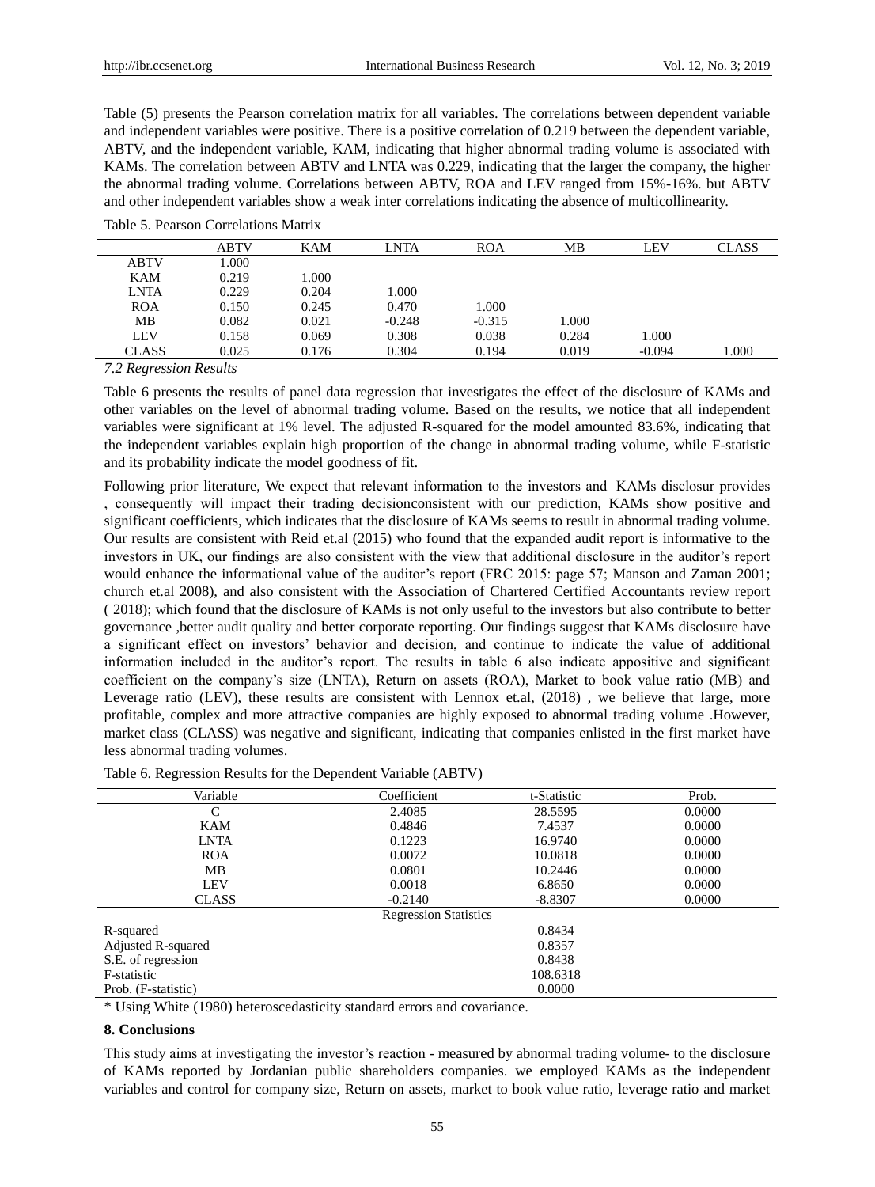Table (5) presents the Pearson correlation matrix for all variables. The correlations between dependent variable and independent variables were positive. There is a positive correlation of 0.219 between the dependent variable, ABTV, and the independent variable, KAM, indicating that higher abnormal trading volume is associated with KAMs. The correlation between ABTV and LNTA was 0.229, indicating that the larger the company, the higher the abnormal trading volume. Correlations between ABTV, ROA and LEV ranged from 15%-16%. but ABTV and other independent variables show a weak inter correlations indicating the absence of multicollinearity.

Table 5. Pearson Correlations Matrix

| | ABTV | KAM | LNTA | ROA | MB | LEV | CLASS |
|---|---|---|---|---|---|---|---|
| ABTV | 1.000 | | | | | | |
| KAM | 0.219 | 1.000 | | | | | |
| LNTA | 0.229 | 0.204 | 1.000 | | | | |
| ROA | 0.150 | 0.245 | 0.470 | 1.000 | | | |
| MB | 0.082 | 0.021 | -0.248 | -0.315 | 1.000 | | |
| LEV | 0.158 | 0.069 | 0.308 | 0.038 | 0.284 | 1.000 | |
| CLASS | 0.025 | 0.176 | 0.304 | 0.194 | 0.019 | -0.094 | 1.000 |

*7.2 Regression Results*

Table 6 presents the results of panel data regression that investigates the effect of the disclosure of KAMs and other variables on the level of abnormal trading volume. Based on the results, we notice that all independent variables were significant at 1% level. The adjusted R-squared for the model amounted 83.6%, indicating that the independent variables explain high proportion of the change in abnormal trading volume, while F-statistic and its probability indicate the model goodness of fit.

Following prior literature, We expect that relevant information to the investors and KAMs disclosur provides , consequently will impact their trading decisionconsistent with our prediction, KAMs show positive and significant coefficients, which indicates that the disclosure of KAMs seems to result in abnormal trading volume. Our results are consistent with Reid et.al (2015) who found that the expanded audit report is informative to the investors in UK, our findings are also consistent with the view that additional disclosure in the auditor's report would enhance the informational value of the auditor's report (FRC 2015: page 57; Manson and Zaman 2001; church et.al 2008), and also consistent with the Association of Chartered Certified Accountants review report ( 2018); which found that the disclosure of KAMs is not only useful to the investors but also contribute to better governance ,better audit quality and better corporate reporting. Our findings suggest that KAMs disclosure have a significant effect on investors' behavior and decision, and continue to indicate the value of additional information included in the auditor's report. The results in table 6 also indicate appositive and significant coefficient on the company's size (LNTA), Return on assets (ROA), Market to book value ratio (MB) and Leverage ratio (LEV), these results are consistent with Lennox et.al, (2018) , we believe that large, more profitable, complex and more attractive companies are highly exposed to abnormal trading volume .However, market class (CLASS) was negative and significant, indicating that companies enlisted in the first market have less abnormal trading volumes.

Table 6. Regression Results for the Dependent Variable (ABTV)

| Variable | Coefficient | t-Statistic | Prob. |
|---|---|---|---|
| C | 2.4085 | 28.5595 | 0.0000 |
| KAM | 0.4846 | 7.4537 | 0.0000 |
| LNTA | 0.1223 | 16.9740 | 0.0000 |
| ROA | 0.0072 | 10.0818 | 0.0000 |
| MB | 0.0801 | 10.2446 | 0.0000 |
| LEV | 0.0018 | 6.8650 | 0.0000 |
| CLASS | -0.2140 | -8.8307 | 0.0000 |
| | Regression Statistics | | |
| R-squared | | 0.8434 | |
| Adjusted R-squared | | 0.8357 | |
| S.E. of regression | | 0.8438 | |
| F-statistic | | 108.6318 | |
| Prob. (F-statistic) | | 0.0000 | |

\* Using White (1980) heteroscedasticity standard errors and covariance.

## 8. Conclusions

This study aims at investigating the investor's reaction - measured by abnormal trading volume- to the disclosure of KAMs reported by Jordanian public shareholders companies. we employed KAMs as the independent variables and control for company size, Return on assets, market to book value ratio, leverage ratio and market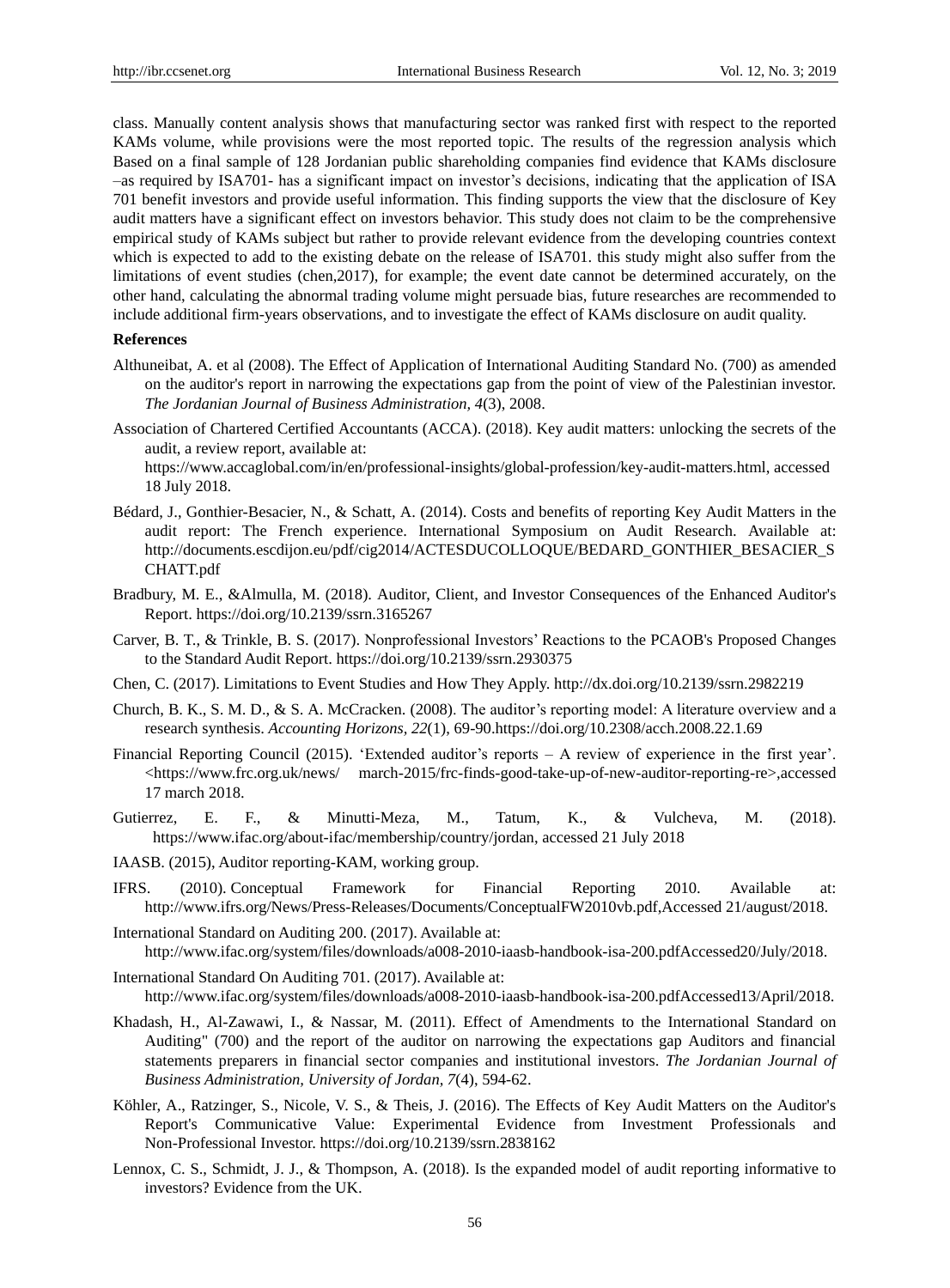class. Manually content analysis shows that manufacturing sector was ranked first with respect to the reported KAMs volume, while provisions were the most reported topic. The results of the regression analysis which Based on a final sample of 128 Jordanian public shareholding companies find evidence that KAMs disclosure –as required by ISA701- has a significant impact on investor's decisions, indicating that the application of ISA 701 benefit investors and provide useful information. This finding supports the view that the disclosure of Key audit matters have a significant effect on investors behavior. This study does not claim to be the comprehensive empirical study of KAMs subject but rather to provide relevant evidence from the developing countries context which is expected to add to the existing debate on the release of ISA701. this study might also suffer from the limitations of event studies (chen,2017), for example; the event date cannot be determined accurately, on the other hand, calculating the abnormal trading volume might persuade bias, future researches are recommended to include additional firm-years observations, and to investigate the effect of KAMs disclosure on audit quality.

**References**

Althuneibat, A. et al (2008). The Effect of Application of International Auditing Standard No. (700) as amended on the auditor's report in narrowing the expectations gap from the point of view of the Palestinian investor. *The Jordanian Journal of Business Administration, 4*(3), 2008.

Association of Chartered Certified Accountants (ACCA). (2018). Key audit matters: unlocking the secrets of the audit, a review report, available at: https://www.accaglobal.com/in/en/professional-insights/global-profession/key-audit-matters.html, accessed 18 July 2018.

Bédard, J., Gonthier-Besacier, N., & Schatt, A. (2014). Costs and benefits of reporting Key Audit Matters in the audit report: The French experience. International Symposium on Audit Research. Available at: http://documents.escdijon.eu/pdf/cig2014/ACTESDUCOLLOQUE/BEDARD_GONTHIER_BESACIER_SCHATT.pdf

Bradbury, M. E., &Almulla, M. (2018). Auditor, Client, and Investor Consequences of the Enhanced Auditor's Report. https://doi.org/10.2139/ssrn.3165267

Carver, B. T., & Trinkle, B. S. (2017). Nonprofessional Investors' Reactions to the PCAOB's Proposed Changes to the Standard Audit Report. https://doi.org/10.2139/ssrn.2930375

Chen, C. (2017). Limitations to Event Studies and How They Apply. http://dx.doi.org/10.2139/ssrn.2982219

Church, B. K., S. M. D., & S. A. McCracken. (2008). The auditor's reporting model: A literature overview and a research synthesis. *Accounting Horizons, 22*(1), 69-90.https://doi.org/10.2308/acch.2008.22.1.69

Financial Reporting Council (2015). 'Extended auditor's reports – A review of experience in the first year'. <https://www.frc.org.uk/news/ march-2015/frc-finds-good-take-up-of-new-auditor-reporting-re>,accessed 17 march 2018.

Gutierrez, E. F., & Minutti-Meza, M., Tatum, K., & Vulcheva, M. (2018). https://www.ifac.org/about-ifac/membership/country/jordan, accessed 21 July 2018

IAASB. (2015), Auditor reporting-KAM, working group.

IFRS. (2010). Conceptual Framework for Financial Reporting 2010. Available at: http://www.ifrs.org/News/Press-Releases/Documents/ConceptualFW2010vb.pdf,Accessed 21/august/2018.

International Standard on Auditing 200. (2017). Available at: http://www.ifac.org/system/files/downloads/a008-2010-iaasb-handbook-isa-200.pdfAccessed20/July/2018.

International Standard On Auditing 701. (2017). Available at: http://www.ifac.org/system/files/downloads/a008-2010-iaasb-handbook-isa-200.pdfAccessed13/April/2018.

Khadash, H., Al-Zawawi, I., & Nassar, M. (2011). Effect of Amendments to the International Standard on Auditing" (700) and the report of the auditor on narrowing the expectations gap Auditors and financial statements preparers in financial sector companies and institutional investors. *The Jordanian Journal of Business Administration, University of Jordan, 7*(4), 594-62.

Köhler, A., Ratzinger, S., Nicole, V. S., & Theis, J. (2016). The Effects of Key Audit Matters on the Auditor's Report's Communicative Value: Experimental Evidence from Investment Professionals and Non-Professional Investor. https://doi.org/10.2139/ssrn.2838162

Lennox, C. S., Schmidt, J. J., & Thompson, A. (2018). Is the expanded model of audit reporting informative to investors? Evidence from the UK.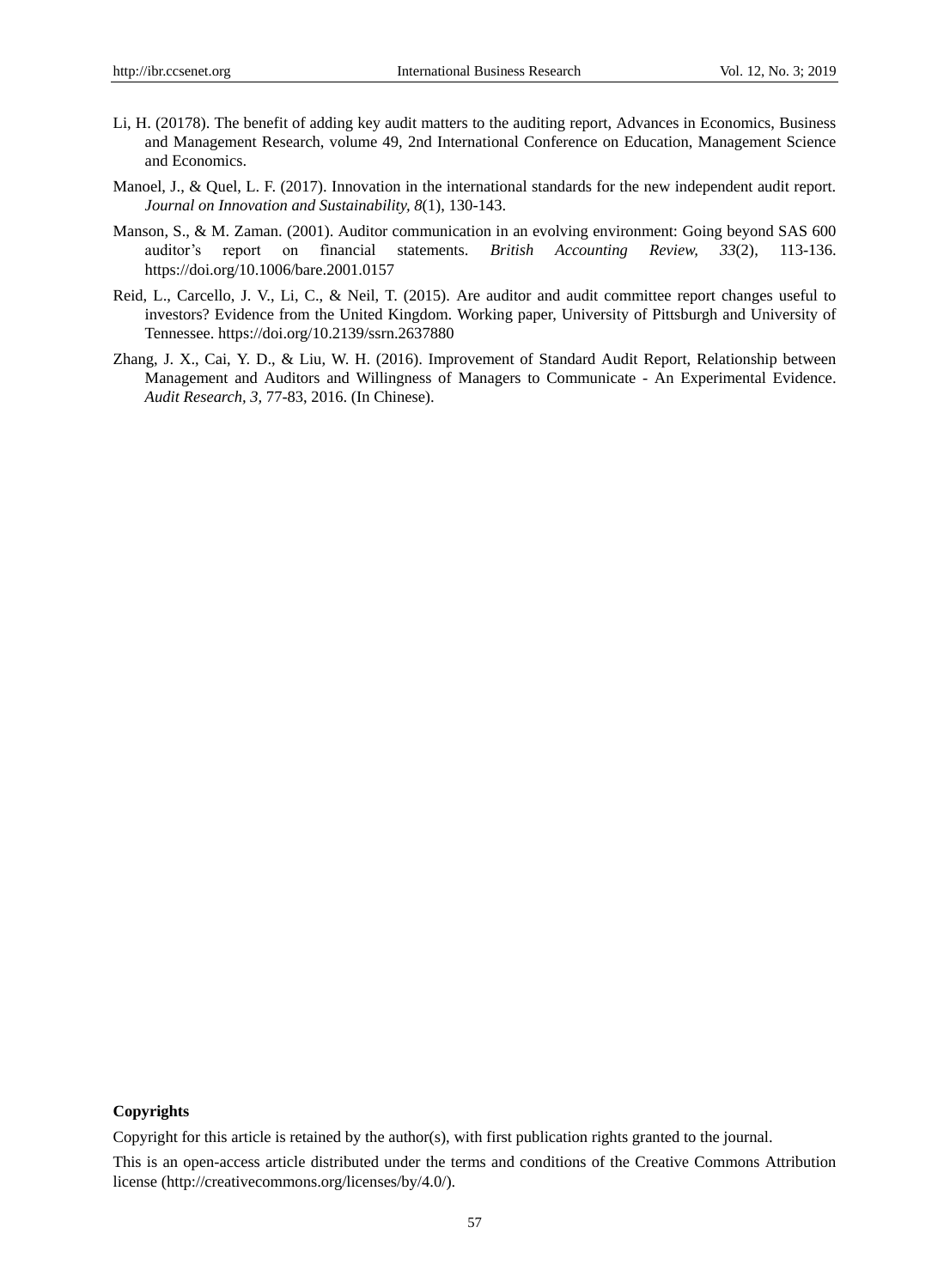Li, H. (20178). The benefit of adding key audit matters to the auditing report, Advances in Economics, Business and Management Research, volume 49, 2nd International Conference on Education, Management Science and Economics.

Manoel, J., & Quel, L. F. (2017). Innovation in the international standards for the new independent audit report. *Journal on Innovation and Sustainability, 8*(1), 130-143.

Manson, S., & M. Zaman. (2001). Auditor communication in an evolving environment: Going beyond SAS 600 auditor's report on financial statements. *British Accounting Review, 33*(2), 113-136. https://doi.org/10.1006/bare.2001.0157

Reid, L., Carcello, J. V., Li, C., & Neil, T. (2015). Are auditor and audit committee report changes useful to investors? Evidence from the United Kingdom. Working paper, University of Pittsburgh and University of Tennessee. https://doi.org/10.2139/ssrn.2637880

Zhang, J. X., Cai, Y. D., & Liu, W. H. (2016). Improvement of Standard Audit Report, Relationship between Management and Auditors and Willingness of Managers to Communicate - An Experimental Evidence. *Audit Research, 3,* 77-83, 2016. (In Chinese).

**Copyrights**

Copyright for this article is retained by the author(s), with first publication rights granted to the journal.

This is an open-access article distributed under the terms and conditions of the Creative Commons Attribution license (http://creativecommons.org/licenses/by/4.0/).